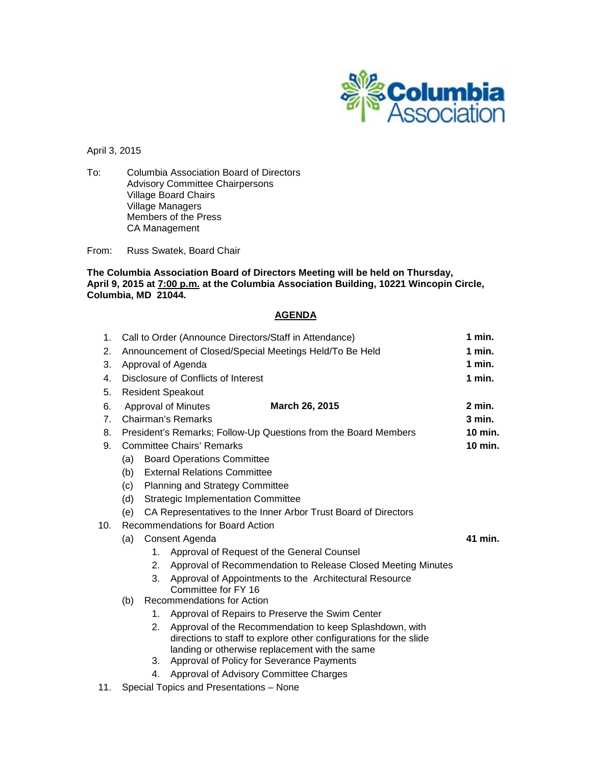Columbia Association

April 3, 2015

To: Columbia Association Board of Directors
Advisory Committee Chairpersons
Village Board Chairs
Village Managers
Members of the Press
CA Management

From: Russ Swatek, Board Chair

**The Columbia Association Board of Directors Meeting will be held on Thursday, April 9, 2015 at 7:00 p.m. at the Columbia Association Building, 10221 Wincopin Circle, Columbia, MD 21044.**

## AGENDA

1. Call to Order (Announce Directors/Staff in Attendance) **1 min.**
2. Announcement of Closed/Special Meetings Held/To Be Held **1 min.**
3. Approval of Agenda **1 min.**
4. Disclosure of Conflicts of Interest **1 min.**
5. Resident Speakout
6. Approval of Minutes **March 26, 2015** **2 min.**
7. Chairman's Remarks **3 min.**
8. President's Remarks; Follow-Up Questions from the Board Members **10 min.**
9. Committee Chairs' Remarks **10 min.**
   - (a) Board Operations Committee
   - (b) External Relations Committee
   - (c) Planning and Strategy Committee
   - (d) Strategic Implementation Committee
   - (e) CA Representatives to the Inner Arbor Trust Board of Directors
10. Recommendations for Board Action
    - (a) Consent Agenda **41 min.**
      1. Approval of Request of the General Counsel
      2. Approval of Recommendation to Release Closed Meeting Minutes
      3. Approval of Appointments to the Architectural Resource Committee for FY 16
    - (b) Recommendations for Action
      1. Approval of Repairs to Preserve the Swim Center
      2. Approval of the Recommendation to keep Splashdown, with directions to staff to explore other configurations for the slide landing or otherwise replacement with the same
      3. Approval of Policy for Severance Payments
      4. Approval of Advisory Committee Charges
11. Special Topics and Presentations – None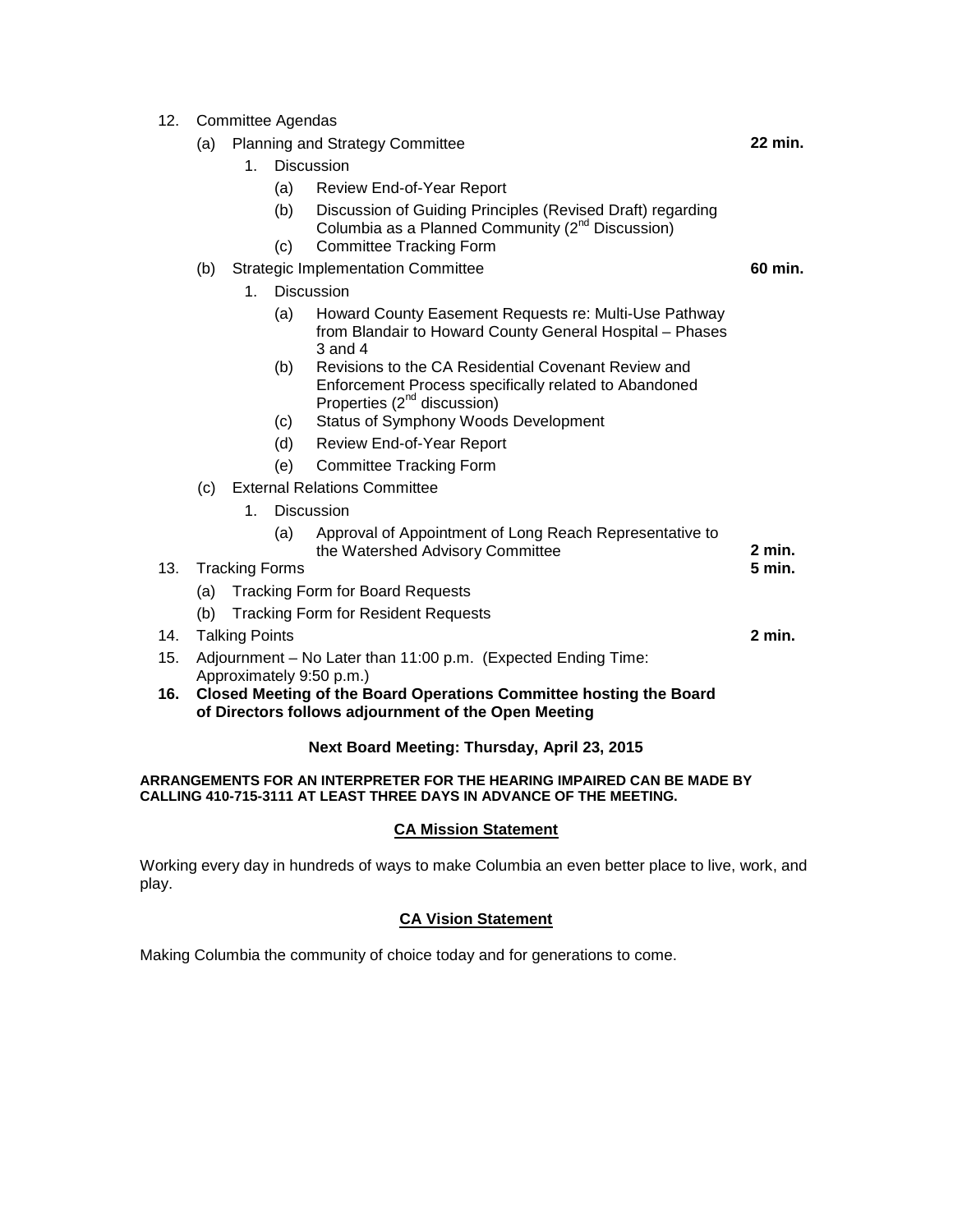12. Committee Agendas
    (a) Planning and Strategy Committee **22 min.**
        1. Discussion
            (a) Review End-of-Year Report
            (b) Discussion of Guiding Principles (Revised Draft) regarding Columbia as a Planned Community (2nd Discussion)
            (c) Committee Tracking Form
    (b) Strategic Implementation Committee **60 min.**
        1. Discussion
            (a) Howard County Easement Requests re: Multi-Use Pathway from Blandair to Howard County General Hospital – Phases 3 and 4
            (b) Revisions to the CA Residential Covenant Review and Enforcement Process specifically related to Abandoned Properties (2nd discussion)
            (c) Status of Symphony Woods Development
            (d) Review End-of-Year Report
            (e) Committee Tracking Form
    (c) External Relations Committee
        1. Discussion
            (a) Approval of Appointment of Long Reach Representative to the Watershed Advisory Committee **2 min.**
13. Tracking Forms **5 min.**
    (a) Tracking Form for Board Requests
    (b) Tracking Form for Resident Requests
14. Talking Points **2 min.**
15. Adjournment – No Later than 11:00 p.m. (Expected Ending Time: Approximately 9:50 p.m.)
16. **Closed Meeting of the Board Operations Committee hosting the Board of Directors follows adjournment of the Open Meeting**

**Next Board Meeting: Thursday, April 23, 2015**

**ARRANGEMENTS FOR AN INTERPRETER FOR THE HEARING IMPAIRED CAN BE MADE BY CALLING 410-715-3111 AT LEAST THREE DAYS IN ADVANCE OF THE MEETING.**

## CA Mission Statement

Working every day in hundreds of ways to make Columbia an even better place to live, work, and play.

## CA Vision Statement

Making Columbia the community of choice today and for generations to come.